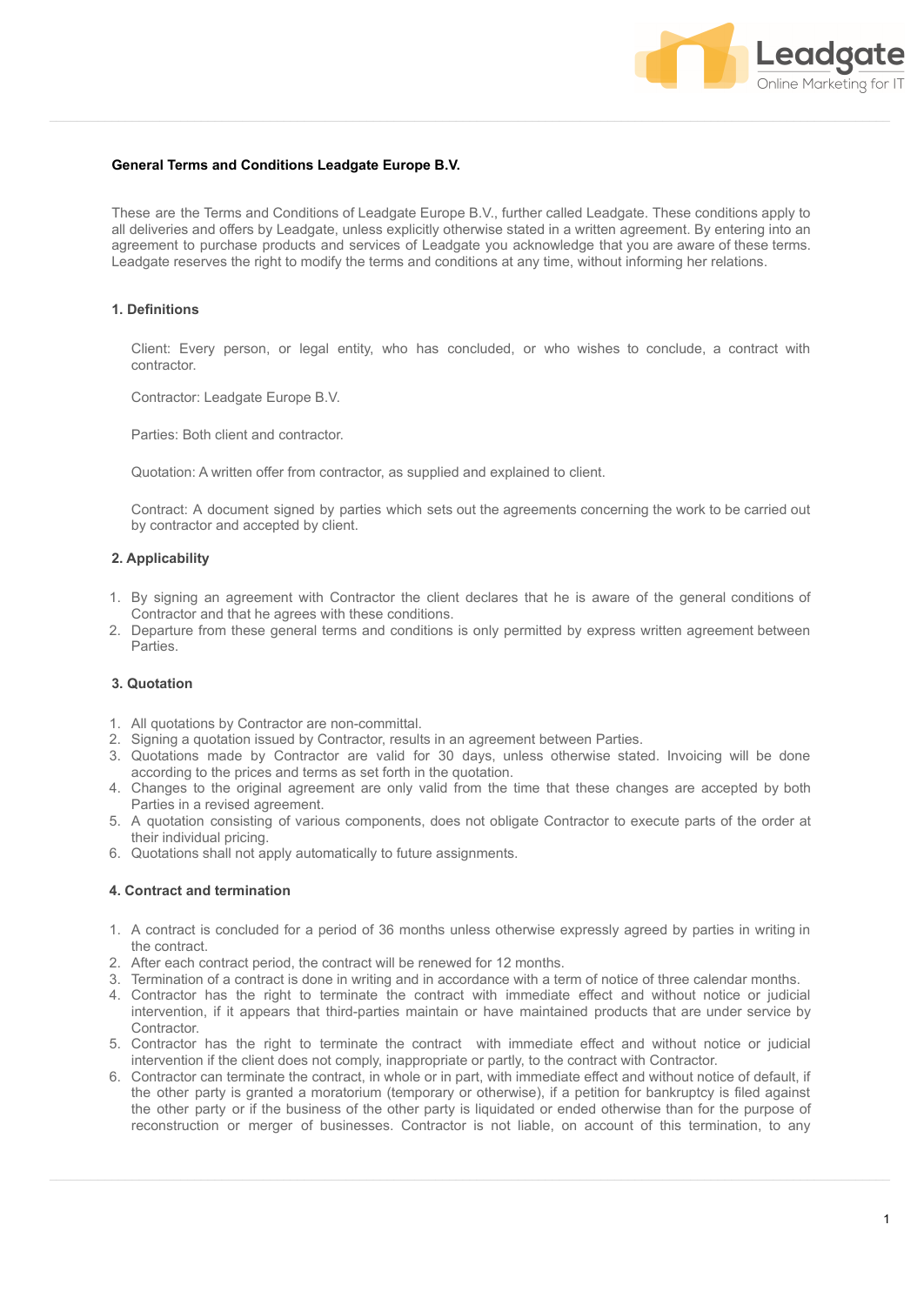**General Terms and Conditions Leadgate Europe B.V.**

These are the Terms and Conditions of Leadgate Europe B.V., further called Leadgate. These conditions apply to all deliveries and offers by Leadgate, unless explicitly otherwise stated in a written agreement. By entering into an agreement to purchase products and services of Leadgate you acknowledge that you are aware of these terms. Leadgate reserves the right to modify the terms and conditions at any time, without informing her relations.

**1. Definitions**

Client: Every person, or legal entity, who has concluded, or who wishes to conclude, a contract with contractor.

Contractor: Leadgate Europe B.V.

Parties: Both client and contractor.

Quotation: A written offer from contractor, as supplied and explained to client.

Contract: A document signed by parties which sets out the agreements concerning the work to be carried out by contractor and accepted by client.

**2. Applicability**

1. By signing an agreement with Contractor the client declares that he is aware of the general conditions of Contractor and that he agrees with these conditions.
2. Departure from these general terms and conditions is only permitted by express written agreement between Parties.

**3. Quotation**

1. All quotations by Contractor are non-committal.
2. Signing a quotation issued by Contractor, results in an agreement between Parties.
3. Quotations made by Contractor are valid for 30 days, unless otherwise stated. Invoicing will be done according to the prices and terms as set forth in the quotation.
4. Changes to the original agreement are only valid from the time that these changes are accepted by both Parties in a revised agreement.
5. A quotation consisting of various components, does not obligate Contractor to execute parts of the order at their individual pricing.
6. Quotations shall not apply automatically to future assignments.

**4. Contract and termination**

1. A contract is concluded for a period of 36 months unless otherwise expressly agreed by parties in writing in the contract.
2. After each contract period, the contract will be renewed for 12 months.
3. Termination of a contract is done in writing and in accordance with a term of notice of three calendar months.
4. Contractor has the right to terminate the contract with immediate effect and without notice or judicial intervention, if it appears that third-parties maintain or have maintained products that are under service by Contractor.
5. Contractor has the right to terminate the contract with immediate effect and without notice or judicial intervention if the client does not comply, inappropriate or partly, to the contract with Contractor.
6. Contractor can terminate the contract, in whole or in part, with immediate effect and without notice of default, if the other party is granted a moratorium (temporary or otherwise), if a petition for bankruptcy is filed against the other party or if the business of the other party is liquidated or ended otherwise than for the purpose of reconstruction or merger of businesses. Contractor is not liable, on account of this termination, to any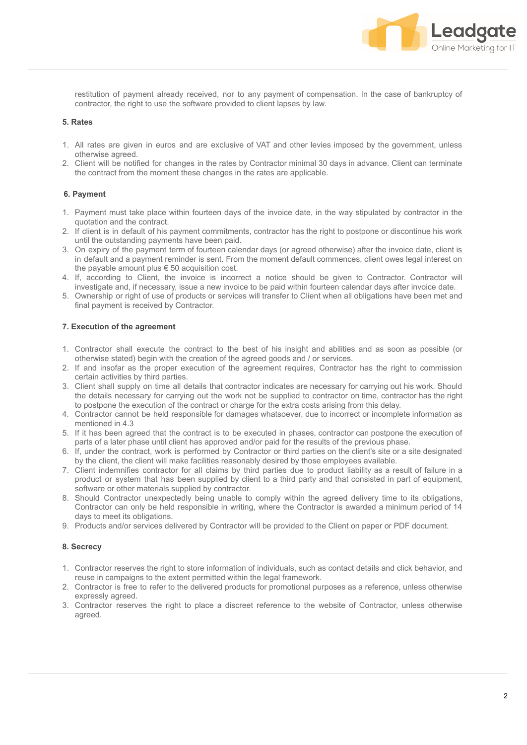restitution of payment already received, nor to any payment of compensation. In the case of bankruptcy of contractor, the right to use the software provided to client lapses by law.

**5. Rates**

1. All rates are given in euros and are exclusive of VAT and other levies imposed by the government, unless otherwise agreed.
2. Client will be notified for changes in the rates by Contractor minimal 30 days in advance. Client can terminate the contract from the moment these changes in the rates are applicable.

**6. Payment**

1. Payment must take place within fourteen days of the invoice date, in the way stipulated by contractor in the quotation and the contract.
2. If client is in default of his payment commitments, contractor has the right to postpone or discontinue his work until the outstanding payments have been paid.
3. On expiry of the payment term of fourteen calendar days (or agreed otherwise) after the invoice date, client is in default and a payment reminder is sent. From the moment default commences, client owes legal interest on the payable amount plus € 50 acquisition cost.
4. If, according to Client, the invoice is incorrect a notice should be given to Contractor. Contractor will investigate and, if necessary, issue a new invoice to be paid within fourteen calendar days after invoice date.
5. Ownership or right of use of products or services will transfer to Client when all obligations have been met and final payment is received by Contractor.

**7. Execution of the agreement**

1. Contractor shall execute the contract to the best of his insight and abilities and as soon as possible (or otherwise stated) begin with the creation of the agreed goods and / or services.
2. If and insofar as the proper execution of the agreement requires, Contractor has the right to commission certain activities by third parties.
3. Client shall supply on time all details that contractor indicates are necessary for carrying out his work. Should the details necessary for carrying out the work not be supplied to contractor on time, contractor has the right to postpone the execution of the contract or charge for the extra costs arising from this delay.
4. Contractor cannot be held responsible for damages whatsoever, due to incorrect or incomplete information as mentioned in 4.3
5. If it has been agreed that the contract is to be executed in phases, contractor can postpone the execution of parts of a later phase until client has approved and/or paid for the results of the previous phase.
6. If, under the contract, work is performed by Contractor or third parties on the client's site or a site designated by the client, the client will make facilities reasonably desired by those employees available.
7. Client indemnifies contractor for all claims by third parties due to product liability as a result of failure in a product or system that has been supplied by client to a third party and that consisted in part of equipment, software or other materials supplied by contractor.
8. Should Contractor unexpectedly being unable to comply within the agreed delivery time to its obligations, Contractor can only be held responsible in writing, where the Contractor is awarded a minimum period of 14 days to meet its obligations.
9. Products and/or services delivered by Contractor will be provided to the Client on paper or PDF document.

**8. Secrecy**

1. Contractor reserves the right to store information of individuals, such as contact details and click behavior, and reuse in campaigns to the extent permitted within the legal framework.
2. Contractor is free to refer to the delivered products for promotional purposes as a reference, unless otherwise expressly agreed.
3. Contractor reserves the right to place a discreet reference to the website of Contractor, unless otherwise agreed.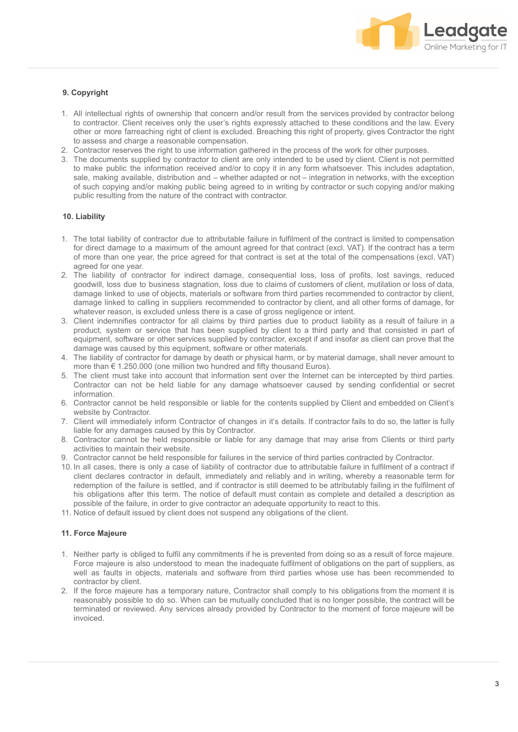### 9. Copyright

1. All intellectual rights of ownership that concern and/or result from the services provided by contractor belong to contractor. Client receives only the user's rights expressly attached to these conditions and the law. Every other or more farreaching right of client is excluded. Breaching this right of property, gives Contractor the right to assess and charge a reasonable compensation.
2. Contractor reserves the right to use information gathered in the process of the work for other purposes.
3. The documents supplied by contractor to client are only intended to be used by client. Client is not permitted to make public the information received and/or to copy it in any form whatsoever. This includes adaptation, sale, making available, distribution and – whether adapted or not – integration in networks, with the exception of such copying and/or making public being agreed to in writing by contractor or such copying and/or making public resulting from the nature of the contract with contractor.

### 10. Liability

1. The total liability of contractor due to attributable failure in fulfilment of the contract is limited to compensation for direct damage to a maximum of the amount agreed for that contract (excl. VAT). If the contract has a term of more than one year, the price agreed for that contract is set at the total of the compensations (excl. VAT) agreed for one year.
2. The liability of contractor for indirect damage, consequential loss, loss of profits, lost savings, reduced goodwill, loss due to business stagnation, loss due to claims of customers of client, mutilation or loss of data, damage linked to use of objects, materials or software from third parties recommended to contractor by client, damage linked to calling in suppliers recommended to contractor by client, and all other forms of damage, for whatever reason, is excluded unless there is a case of gross negligence or intent.
3. Client indemnifies contractor for all claims by third parties due to product liability as a result of failure in a product, system or service that has been supplied by client to a third party and that consisted in part of equipment, software or other services supplied by contractor, except if and insofar as client can prove that the damage was caused by this equipment, software or other materials.
4. The liability of contractor for damage by death or physical harm, or by material damage, shall never amount to more than € 1.250.000 (one million two hundred and fifty thousand Euros).
5. The client must take into account that information sent over the Internet can be intercepted by third parties. Contractor can not be held liable for any damage whatsoever caused by sending confidential or secret information.
6. Contractor cannot be held responsible or liable for the contents supplied by Client and embedded on Client's website by Contractor.
7. Client will immediately inform Contractor of changes in it's details. If contractor fails to do so, the latter is fully liable for any damages caused by this by Contractor.
8. Contractor cannot be held responsible or liable for any damage that may arise from Clients or third party activities to maintain their website.
9. Contractor cannot be held responsible for failures in the service of third parties contracted by Contractor.
10. In all cases, there is only a case of liability of contractor due to attributable failure in fulfilment of a contract if client declares contractor in default, immediately and reliably and in writing, whereby a reasonable term for redemption of the failure is settled, and if contractor is still deemed to be attributably failing in the fulfilment of his obligations after this term. The notice of default must contain as complete and detailed a description as possible of the failure, in order to give contractor an adequate opportunity to react to this.
11. Notice of default issued by client does not suspend any obligations of the client.

### 11. Force Majeure

1. Neither party is obliged to fulfil any commitments if he is prevented from doing so as a result of force majeure. Force majeure is also understood to mean the inadequate fulfilment of obligations on the part of suppliers, as well as faults in objects, materials and software from third parties whose use has been recommended to contractor by client.
2. If the force majeure has a temporary nature, Contractor shall comply to his obligations from the moment it is reasonably possible to do so. When can be mutually concluded that is no longer possible, the contract will be terminated or reviewed. Any services already provided by Contractor to the moment of force majeure will be invoiced.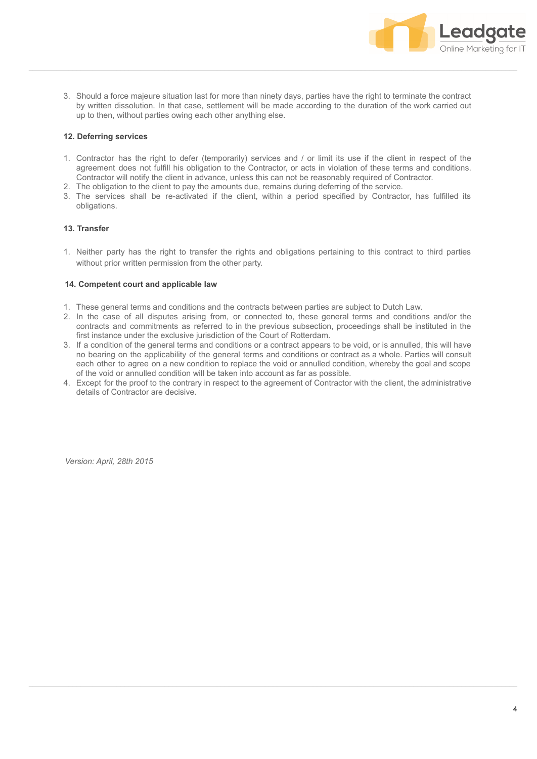3. Should a force majeure situation last for more than ninety days, parties have the right to terminate the contract by written dissolution. In that case, settlement will be made according to the duration of the work carried out up to then, without parties owing each other anything else.

**12. Deferring services**

1. Contractor has the right to defer (temporarily) services and / or limit its use if the client in respect of the agreement does not fulfill his obligation to the Contractor, or acts in violation of these terms and conditions. Contractor will notify the client in advance, unless this can not be reasonably required of Contractor.
2. The obligation to the client to pay the amounts due, remains during deferring of the service.
3. The services shall be re-activated if the client, within a period specified by Contractor, has fulfilled its obligations.

**13. Transfer**

1. Neither party has the right to transfer the rights and obligations pertaining to this contract to third parties without prior written permission from the other party.

**14. Competent court and applicable law**

1. These general terms and conditions and the contracts between parties are subject to Dutch Law.
2. In the case of all disputes arising from, or connected to, these general terms and conditions and/or the contracts and commitments as referred to in the previous subsection, proceedings shall be instituted in the first instance under the exclusive jurisdiction of the Court of Rotterdam.
3. If a condition of the general terms and conditions or a contract appears to be void, or is annulled, this will have no bearing on the applicability of the general terms and conditions or contract as a whole. Parties will consult each other to agree on a new condition to replace the void or annulled condition, whereby the goal and scope of the void or annulled condition will be taken into account as far as possible.
4. Except for the proof to the contrary in respect to the agreement of Contractor with the client, the administrative details of Contractor are decisive.

*Version: April, 28th 2015*